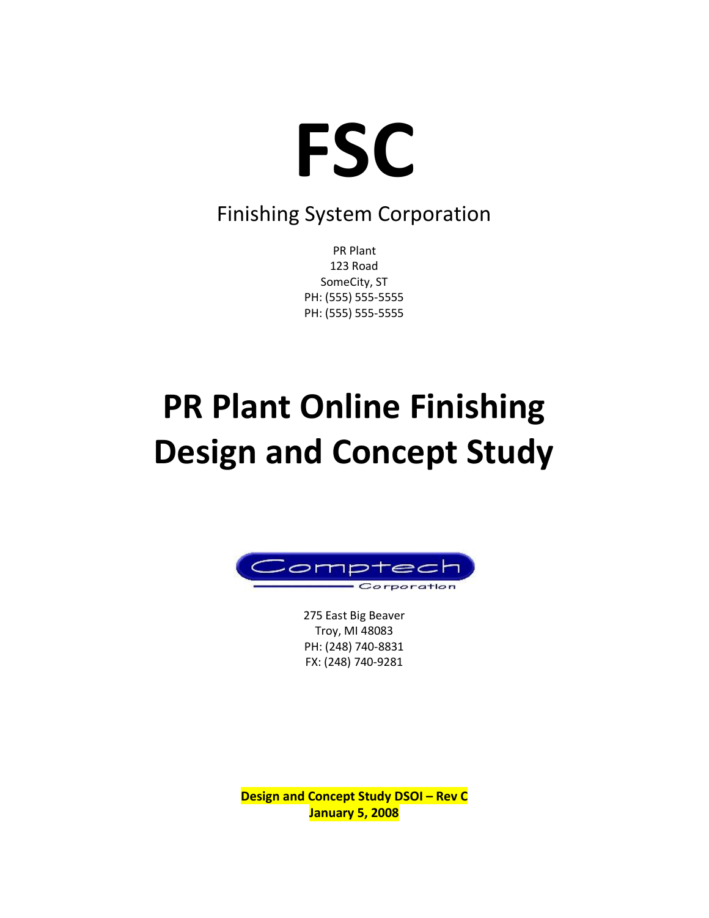# FSC

Finishing System Corporation

PR Plant
123 Road
SomeCity, ST
PH: (555) 555-5555
PH: (555) 555-5555

# PR Plant Online Finishing Design and Concept Study

Comptech Corporation

275 East Big Beaver
Troy, MI 48083
PH: (248) 740-8831
FX: (248) 740-9281

**Design and Concept Study DSOI – Rev C**
**January 5, 2008**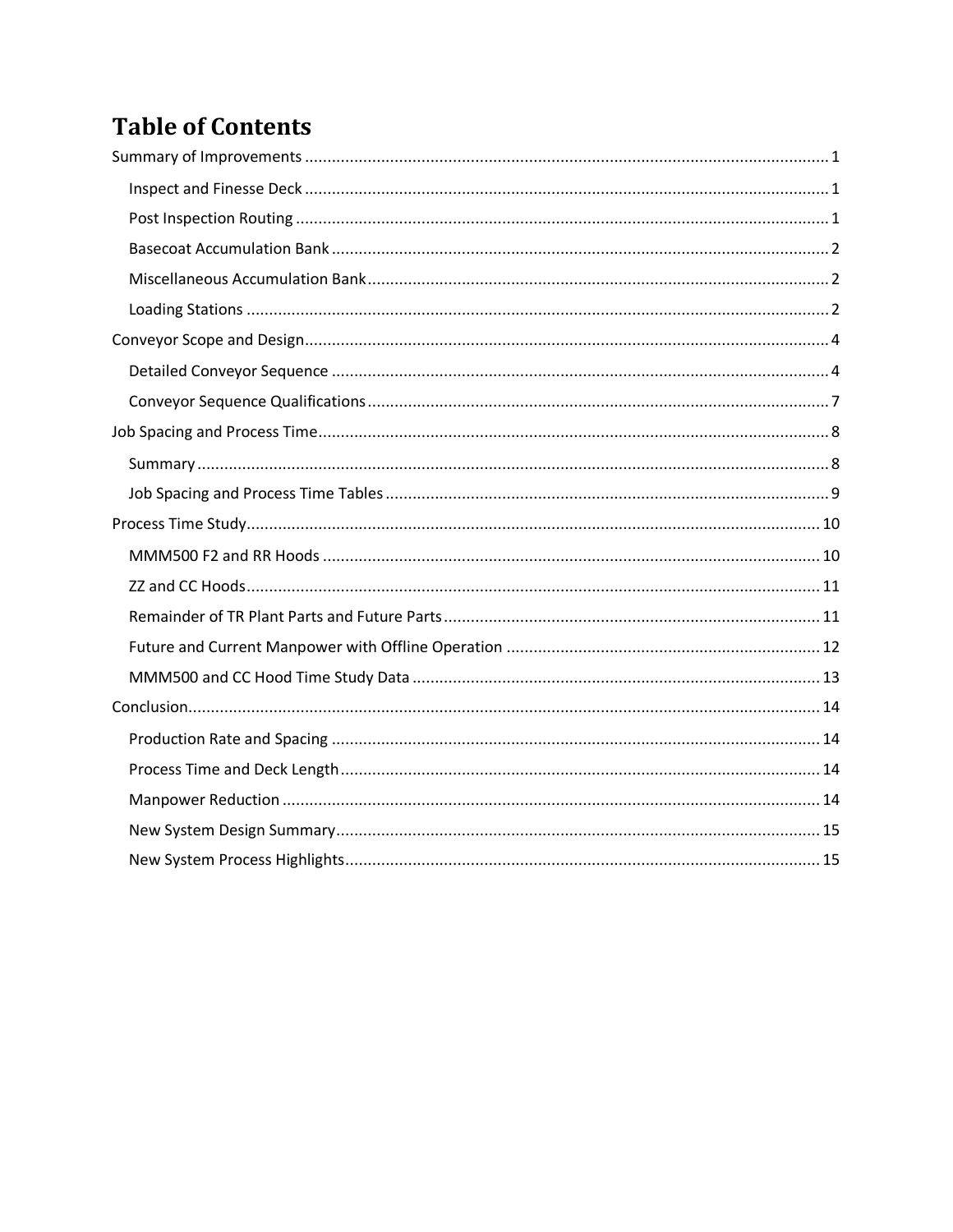# Table of Contents

Summary of Improvements ..... 1

- Inspect and Finesse Deck ..... 1
- Post Inspection Routing ..... 1
- Basecoat Accumulation Bank ..... 2
- Miscellaneous Accumulation Bank ..... 2
- Loading Stations ..... 2

Conveyor Scope and Design ..... 4

- Detailed Conveyor Sequence ..... 4
- Conveyor Sequence Qualifications ..... 7

Job Spacing and Process Time ..... 8

- Summary ..... 8
- Job Spacing and Process Time Tables ..... 9

Process Time Study ..... 10

- MMM500 F2 and RR Hoods ..... 10
- ZZ and CC Hoods ..... 11
- Remainder of TR Plant Parts and Future Parts ..... 11
- Future and Current Manpower with Offline Operation ..... 12
- MMM500 and CC Hood Time Study Data ..... 13

Conclusion ..... 14

- Production Rate and Spacing ..... 14
- Process Time and Deck Length ..... 14
- Manpower Reduction ..... 14
- New System Design Summary ..... 15
- New System Process Highlights ..... 15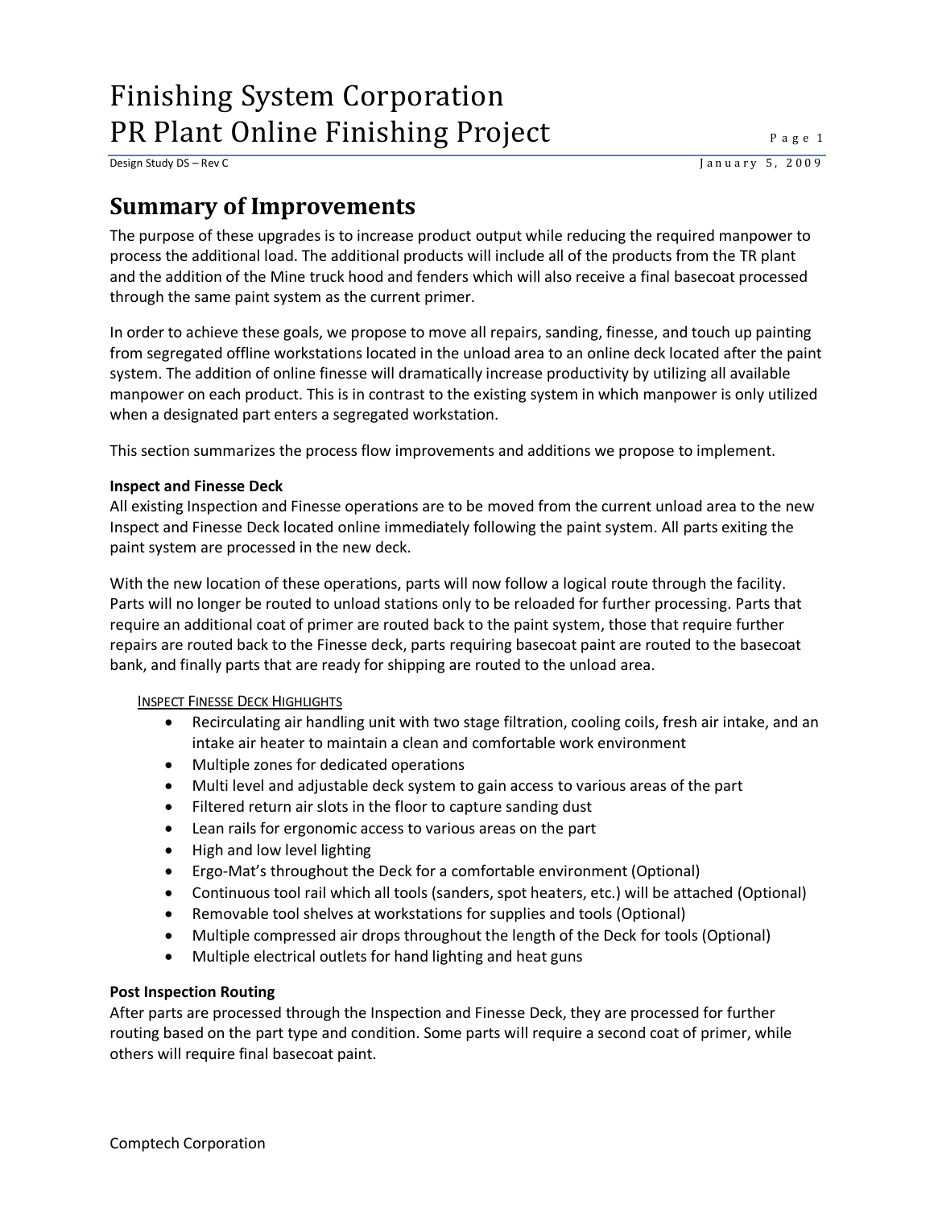# Summary of Improvements

The purpose of these upgrades is to increase product output while reducing the required manpower to process the additional load. The additional products will include all of the products from the TR plant and the addition of the Mine truck hood and fenders which will also receive a final basecoat processed through the same paint system as the current primer.

In order to achieve these goals, we propose to move all repairs, sanding, finesse, and touch up painting from segregated offline workstations located in the unload area to an online deck located after the paint system. The addition of online finesse will dramatically increase productivity by utilizing all available manpower on each product. This is in contrast to the existing system in which manpower is only utilized when a designated part enters a segregated workstation.

This section summarizes the process flow improvements and additions we propose to implement.

**Inspect and Finesse Deck**

All existing Inspection and Finesse operations are to be moved from the current unload area to the new Inspect and Finesse Deck located online immediately following the paint system. All parts exiting the paint system are processed in the new deck.

With the new location of these operations, parts will now follow a logical route through the facility. Parts will no longer be routed to unload stations only to be reloaded for further processing. Parts that require an additional coat of primer are routed back to the paint system, those that require further repairs are routed back to the Finesse deck, parts requiring basecoat paint are routed to the basecoat bank, and finally parts that are ready for shipping are routed to the unload area.

INSPECT FINESSE DECK HIGHLIGHTS

- Recirculating air handling unit with two stage filtration, cooling coils, fresh air intake, and an intake air heater to maintain a clean and comfortable work environment
- Multiple zones for dedicated operations
- Multi level and adjustable deck system to gain access to various areas of the part
- Filtered return air slots in the floor to capture sanding dust
- Lean rails for ergonomic access to various areas on the part
- High and low level lighting
- Ergo-Mat's throughout the Deck for a comfortable environment (Optional)
- Continuous tool rail which all tools (sanders, spot heaters, etc.) will be attached (Optional)
- Removable tool shelves at workstations for supplies and tools (Optional)
- Multiple compressed air drops throughout the length of the Deck for tools (Optional)
- Multiple electrical outlets for hand lighting and heat guns

**Post Inspection Routing**

After parts are processed through the Inspection and Finesse Deck, they are processed for further routing based on the part type and condition. Some parts will require a second coat of primer, while others will require final basecoat paint.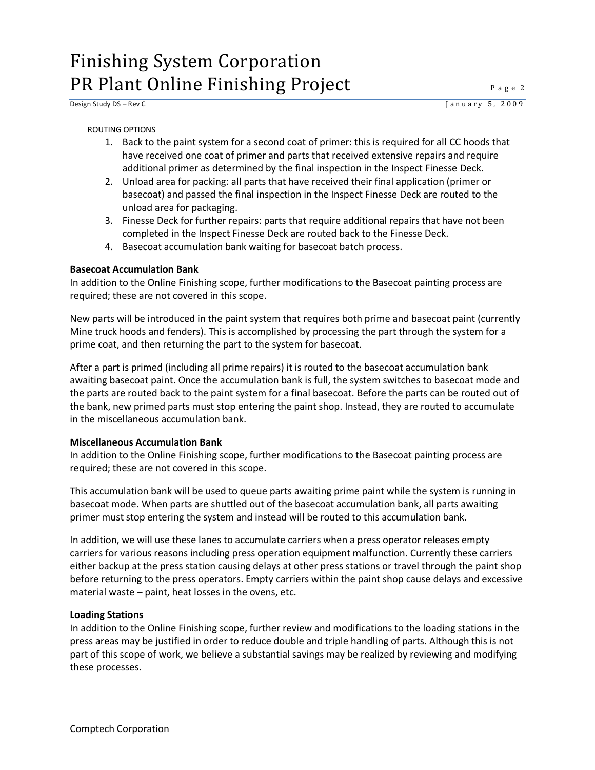ROUTING OPTIONS

1. Back to the paint system for a second coat of primer: this is required for all CC hoods that have received one coat of primer and parts that received extensive repairs and require additional primer as determined by the final inspection in the Inspect Finesse Deck.
2. Unload area for packing: all parts that have received their final application (primer or basecoat) and passed the final inspection in the Inspect Finesse Deck are routed to the unload area for packaging.
3. Finesse Deck for further repairs: parts that require additional repairs that have not been completed in the Inspect Finesse Deck are routed back to the Finesse Deck.
4. Basecoat accumulation bank waiting for basecoat batch process.

**Basecoat Accumulation Bank**

In addition to the Online Finishing scope, further modifications to the Basecoat painting process are required; these are not covered in this scope.

New parts will be introduced in the paint system that requires both prime and basecoat paint (currently Mine truck hoods and fenders). This is accomplished by processing the part through the system for a prime coat, and then returning the part to the system for basecoat.

After a part is primed (including all prime repairs) it is routed to the basecoat accumulation bank awaiting basecoat paint. Once the accumulation bank is full, the system switches to basecoat mode and the parts are routed back to the paint system for a final basecoat. Before the parts can be routed out of the bank, new primed parts must stop entering the paint shop. Instead, they are routed to accumulate in the miscellaneous accumulation bank.

**Miscellaneous Accumulation Bank**

In addition to the Online Finishing scope, further modifications to the Basecoat painting process are required; these are not covered in this scope.

This accumulation bank will be used to queue parts awaiting prime paint while the system is running in basecoat mode. When parts are shuttled out of the basecoat accumulation bank, all parts awaiting primer must stop entering the system and instead will be routed to this accumulation bank.

In addition, we will use these lanes to accumulate carriers when a press operator releases empty carriers for various reasons including press operation equipment malfunction. Currently these carriers either backup at the press station causing delays at other press stations or travel through the paint shop before returning to the press operators. Empty carriers within the paint shop cause delays and excessive material waste – paint, heat losses in the ovens, etc.

**Loading Stations**

In addition to the Online Finishing scope, further review and modifications to the loading stations in the press areas may be justified in order to reduce double and triple handling of parts. Although this is not part of this scope of work, we believe a substantial savings may be realized by reviewing and modifying these processes.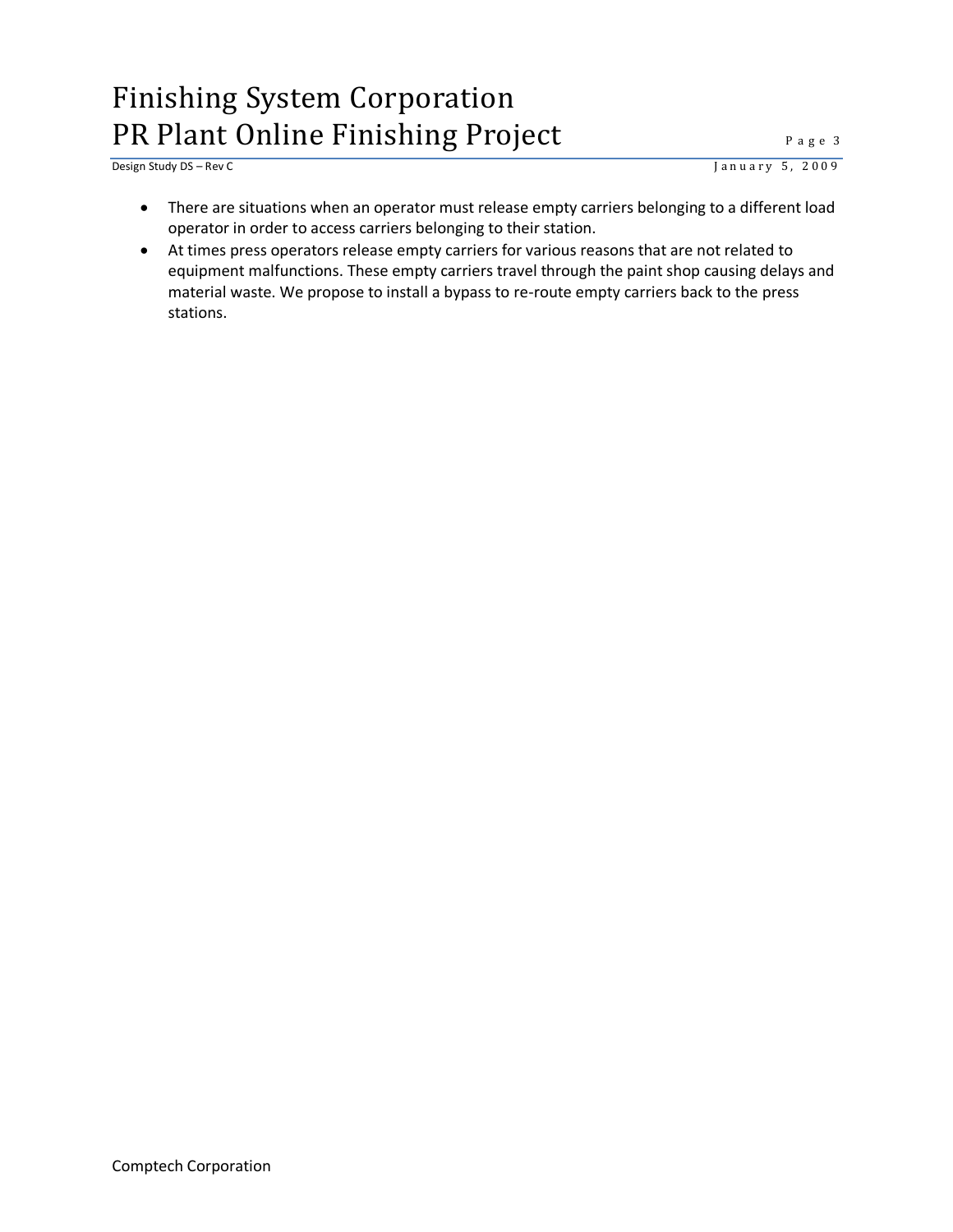- There are situations when an operator must release empty carriers belonging to a different load operator in order to access carriers belonging to their station.
- At times press operators release empty carriers for various reasons that are not related to equipment malfunctions. These empty carriers travel through the paint shop causing delays and material waste. We propose to install a bypass to re-route empty carriers back to the press stations.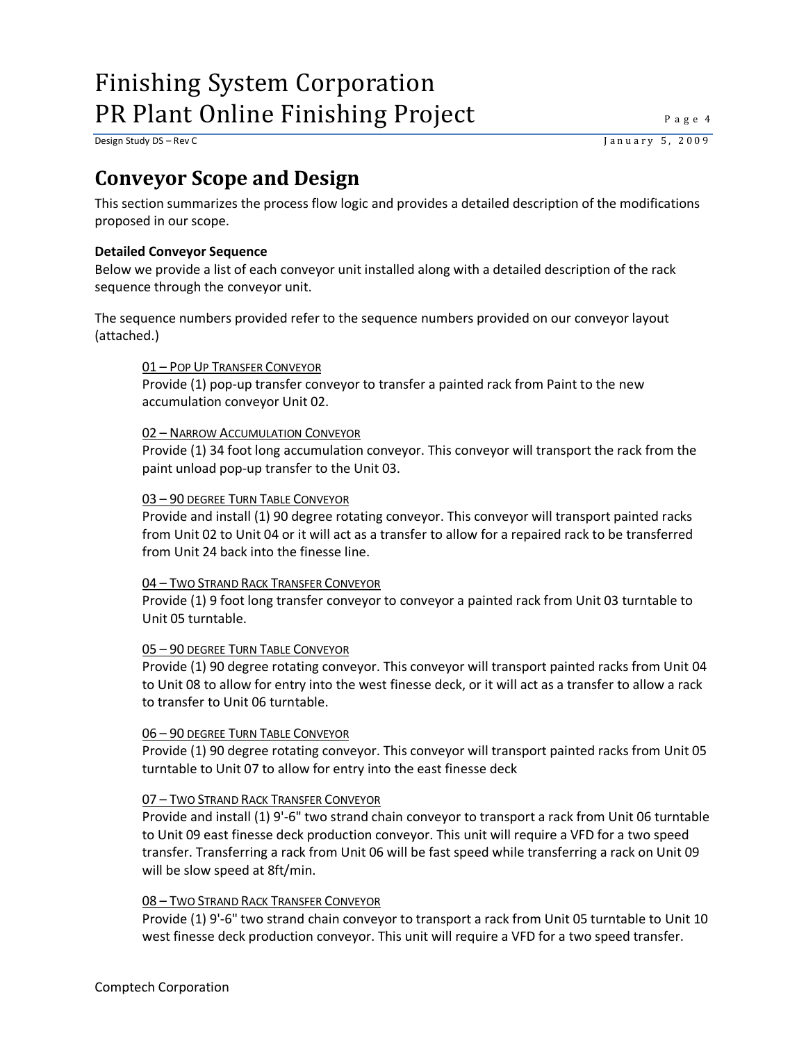## Conveyor Scope and Design

This section summarizes the process flow logic and provides a detailed description of the modifications proposed in our scope.

**Detailed Conveyor Sequence**

Below we provide a list of each conveyor unit installed along with a detailed description of the rack sequence through the conveyor unit.

The sequence numbers provided refer to the sequence numbers provided on our conveyor layout (attached.)

01 – Pop Up Transfer Conveyor

Provide (1) pop-up transfer conveyor to transfer a painted rack from Paint to the new accumulation conveyor Unit 02.

02 – Narrow Accumulation Conveyor

Provide (1) 34 foot long accumulation conveyor. This conveyor will transport the rack from the paint unload pop-up transfer to the Unit 03.

03 – 90 degree Turn Table Conveyor

Provide and install (1) 90 degree rotating conveyor. This conveyor will transport painted racks from Unit 02 to Unit 04 or it will act as a transfer to allow for a repaired rack to be transferred from Unit 24 back into the finesse line.

04 – Two Strand Rack Transfer Conveyor

Provide (1) 9 foot long transfer conveyor to conveyor a painted rack from Unit 03 turntable to Unit 05 turntable.

05 – 90 degree Turn Table Conveyor

Provide (1) 90 degree rotating conveyor. This conveyor will transport painted racks from Unit 04 to Unit 08 to allow for entry into the west finesse deck, or it will act as a transfer to allow a rack to transfer to Unit 06 turntable.

06 – 90 degree Turn Table Conveyor

Provide (1) 90 degree rotating conveyor. This conveyor will transport painted racks from Unit 05 turntable to Unit 07 to allow for entry into the east finesse deck

07 – Two Strand Rack Transfer Conveyor

Provide and install (1) 9'-6" two strand chain conveyor to transport a rack from Unit 06 turntable to Unit 09 east finesse deck production conveyor. This unit will require a VFD for a two speed transfer. Transferring a rack from Unit 06 will be fast speed while transferring a rack on Unit 09 will be slow speed at 8ft/min.

08 – Two Strand Rack Transfer Conveyor

Provide (1) 9'-6" two strand chain conveyor to transport a rack from Unit 05 turntable to Unit 10 west finesse deck production conveyor. This unit will require a VFD for a two speed transfer.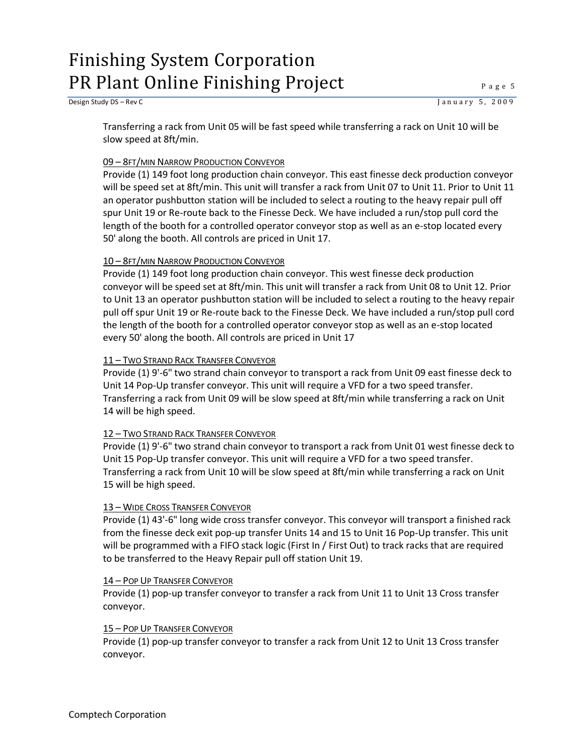Transferring a rack from Unit 05 will be fast speed while transferring a rack on Unit 10 will be slow speed at 8ft/min.

### 09 – 8FT/MIN NARROW PRODUCTION CONVEYOR

Provide (1) 149 foot long production chain conveyor. This east finesse deck production conveyor will be speed set at 8ft/min. This unit will transfer a rack from Unit 07 to Unit 11. Prior to Unit 11 an operator pushbutton station will be included to select a routing to the heavy repair pull off spur Unit 19 or Re-route back to the Finesse Deck. We have included a run/stop pull cord the length of the booth for a controlled operator conveyor stop as well as an e-stop located every 50' along the booth. All controls are priced in Unit 17.

### 10 – 8FT/MIN NARROW PRODUCTION CONVEYOR

Provide (1) 149 foot long production chain conveyor. This west finesse deck production conveyor will be speed set at 8ft/min. This unit will transfer a rack from Unit 08 to Unit 12. Prior to Unit 13 an operator pushbutton station will be included to select a routing to the heavy repair pull off spur Unit 19 or Re-route back to the Finesse Deck. We have included a run/stop pull cord the length of the booth for a controlled operator conveyor stop as well as an e-stop located every 50' along the booth. All controls are priced in Unit 17

### 11 – TWO STRAND RACK TRANSFER CONVEYOR

Provide (1) 9'-6" two strand chain conveyor to transport a rack from Unit 09 east finesse deck to Unit 14 Pop-Up transfer conveyor. This unit will require a VFD for a two speed transfer. Transferring a rack from Unit 09 will be slow speed at 8ft/min while transferring a rack on Unit 14 will be high speed.

### 12 – TWO STRAND RACK TRANSFER CONVEYOR

Provide (1) 9'-6" two strand chain conveyor to transport a rack from Unit 01 west finesse deck to Unit 15 Pop-Up transfer conveyor. This unit will require a VFD for a two speed transfer. Transferring a rack from Unit 10 will be slow speed at 8ft/min while transferring a rack on Unit 15 will be high speed.

### 13 – WIDE CROSS TRANSFER CONVEYOR

Provide (1) 43'-6" long wide cross transfer conveyor. This conveyor will transport a finished rack from the finesse deck exit pop-up transfer Units 14 and 15 to Unit 16 Pop-Up transfer. This unit will be programmed with a FIFO stack logic (First In / First Out) to track racks that are required to be transferred to the Heavy Repair pull off station Unit 19.

### 14 – POP UP TRANSFER CONVEYOR

Provide (1) pop-up transfer conveyor to transfer a rack from Unit 11 to Unit 13 Cross transfer conveyor.

### 15 – POP UP TRANSFER CONVEYOR

Provide (1) pop-up transfer conveyor to transfer a rack from Unit 12 to Unit 13 Cross transfer conveyor.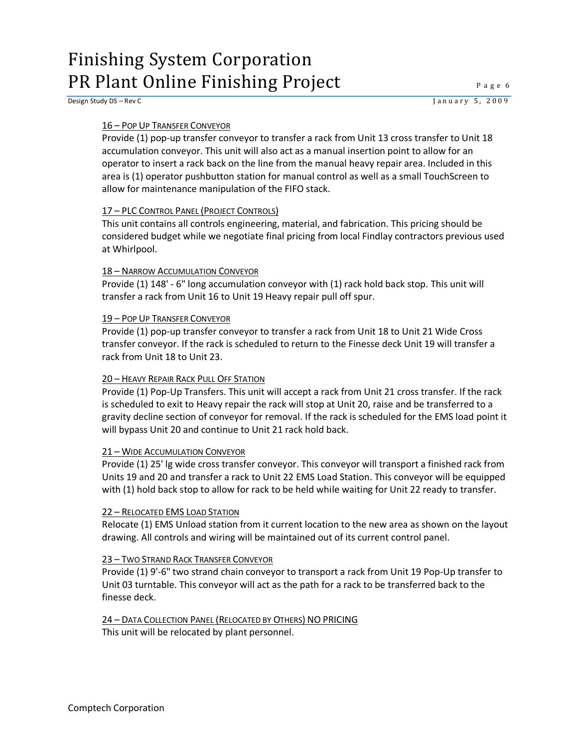16 – POP UP TRANSFER CONVEYOR

Provide (1) pop-up transfer conveyor to transfer a rack from Unit 13 cross transfer to Unit 18 accumulation conveyor. This unit will also act as a manual insertion point to allow for an operator to insert a rack back on the line from the manual heavy repair area. Included in this area is (1) operator pushbutton station for manual control as well as a small TouchScreen to allow for maintenance manipulation of the FIFO stack.

17 – PLC CONTROL PANEL (PROJECT CONTROLS)

This unit contains all controls engineering, material, and fabrication. This pricing should be considered budget while we negotiate final pricing from local Findlay contractors previous used at Whirlpool.

18 – NARROW ACCUMULATION CONVEYOR

Provide (1) 148' - 6" long accumulation conveyor with (1) rack hold back stop. This unit will transfer a rack from Unit 16 to Unit 19 Heavy repair pull off spur.

19 – POP UP TRANSFER CONVEYOR

Provide (1) pop-up transfer conveyor to transfer a rack from Unit 18 to Unit 21 Wide Cross transfer conveyor. If the rack is scheduled to return to the Finesse deck Unit 19 will transfer a rack from Unit 18 to Unit 23.

20 – HEAVY REPAIR RACK PULL OFF STATION

Provide (1) Pop-Up Transfers. This unit will accept a rack from Unit 21 cross transfer. If the rack is scheduled to exit to Heavy repair the rack will stop at Unit 20, raise and be transferred to a gravity decline section of conveyor for removal. If the rack is scheduled for the EMS load point it will bypass Unit 20 and continue to Unit 21 rack hold back.

21 – WIDE ACCUMULATION CONVEYOR

Provide (1) 25' lg wide cross transfer conveyor. This conveyor will transport a finished rack from Units 19 and 20 and transfer a rack to Unit 22 EMS Load Station. This conveyor will be equipped with (1) hold back stop to allow for rack to be held while waiting for Unit 22 ready to transfer.

22 – RELOCATED EMS LOAD STATION

Relocate (1) EMS Unload station from it current location to the new area as shown on the layout drawing. All controls and wiring will be maintained out of its current control panel.

23 – TWO STRAND RACK TRANSFER CONVEYOR

Provide (1) 9'-6" two strand chain conveyor to transport a rack from Unit 19 Pop-Up transfer to Unit 03 turntable. This conveyor will act as the path for a rack to be transferred back to the finesse deck.

24 – DATA COLLECTION PANEL (RELOCATED BY OTHERS) NO PRICING

This unit will be relocated by plant personnel.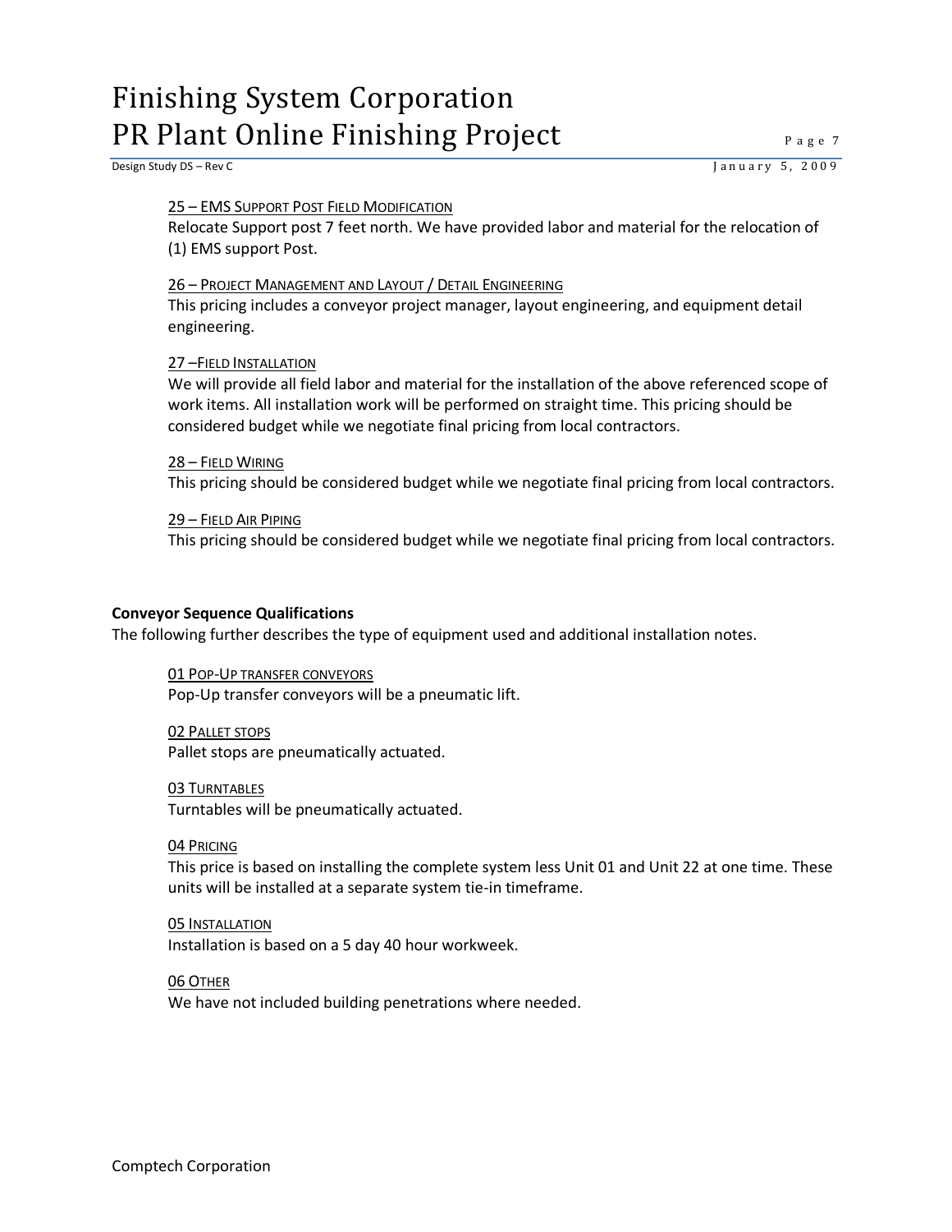25 – EMS SUPPORT POST FIELD MODIFICATION

Relocate Support post 7 feet north. We have provided labor and material for the relocation of (1) EMS support Post.

26 – PROJECT MANAGEMENT AND LAYOUT / DETAIL ENGINEERING

This pricing includes a conveyor project manager, layout engineering, and equipment detail engineering.

27 –FIELD INSTALLATION

We will provide all field labor and material for the installation of the above referenced scope of work items. All installation work will be performed on straight time. This pricing should be considered budget while we negotiate final pricing from local contractors.

28 – FIELD WIRING

This pricing should be considered budget while we negotiate final pricing from local contractors.

29 – FIELD AIR PIPING

This pricing should be considered budget while we negotiate final pricing from local contractors.

**Conveyor Sequence Qualifications**

The following further describes the type of equipment used and additional installation notes.

01 POP-UP TRANSFER CONVEYORS

Pop-Up transfer conveyors will be a pneumatic lift.

02 PALLET STOPS

Pallet stops are pneumatically actuated.

03 TURNTABLES

Turntables will be pneumatically actuated.

04 PRICING

This price is based on installing the complete system less Unit 01 and Unit 22 at one time. These units will be installed at a separate system tie-in timeframe.

05 INSTALLATION

Installation is based on a 5 day 40 hour workweek.

06 OTHER

We have not included building penetrations where needed.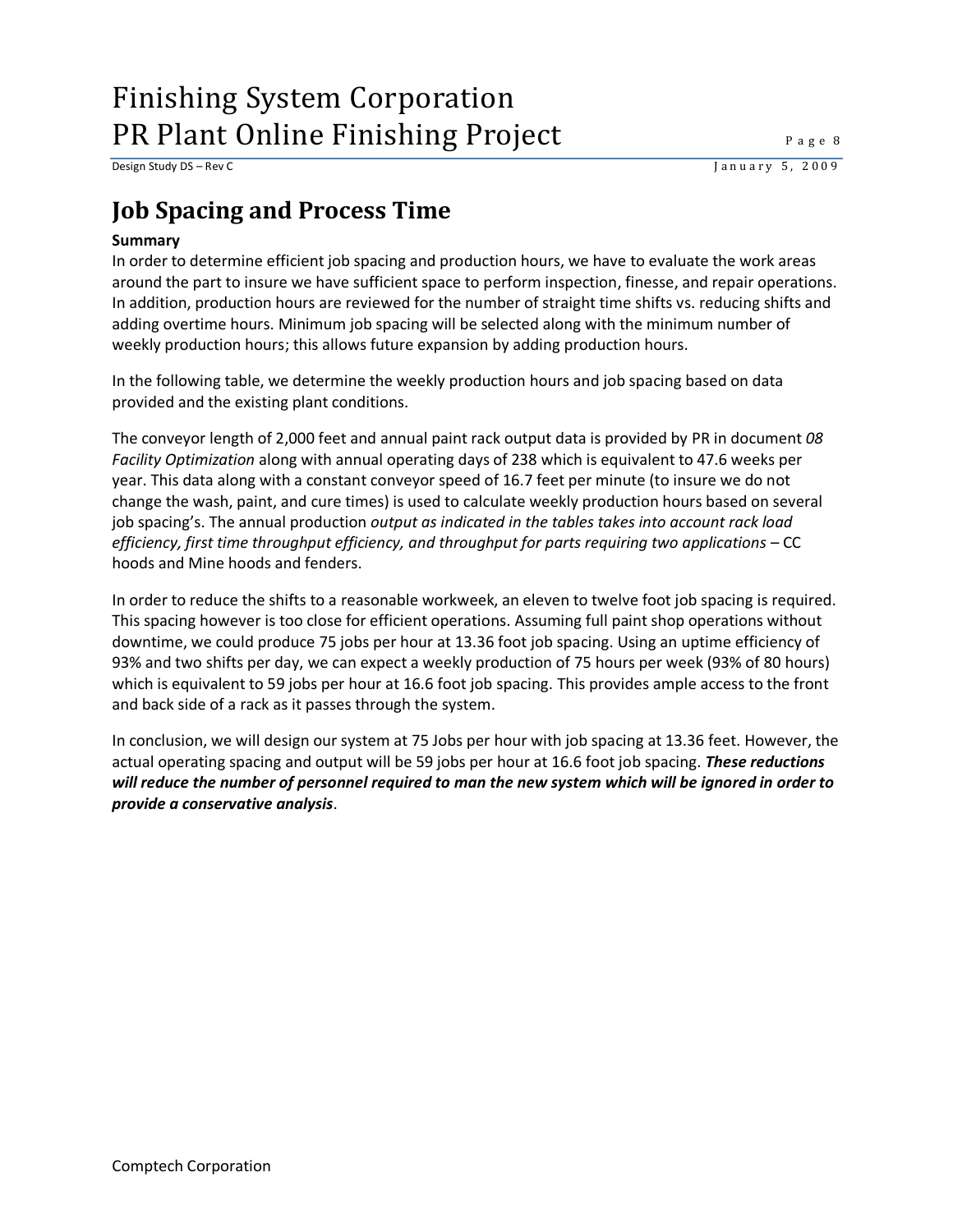# Job Spacing and Process Time

**Summary**

In order to determine efficient job spacing and production hours, we have to evaluate the work areas around the part to insure we have sufficient space to perform inspection, finesse, and repair operations. In addition, production hours are reviewed for the number of straight time shifts vs. reducing shifts and adding overtime hours. Minimum job spacing will be selected along with the minimum number of weekly production hours; this allows future expansion by adding production hours.

In the following table, we determine the weekly production hours and job spacing based on data provided and the existing plant conditions.

The conveyor length of 2,000 feet and annual paint rack output data is provided by PR in document *08 Facility Optimization* along with annual operating days of 238 which is equivalent to 47.6 weeks per year. This data along with a constant conveyor speed of 16.7 feet per minute (to insure we do not change the wash, paint, and cure times) is used to calculate weekly production hours based on several job spacing's. The annual production *output as indicated in the tables takes into account rack load efficiency, first time throughput efficiency, and throughput for parts requiring two applications* – CC hoods and Mine hoods and fenders.

In order to reduce the shifts to a reasonable workweek, an eleven to twelve foot job spacing is required. This spacing however is too close for efficient operations. Assuming full paint shop operations without downtime, we could produce 75 jobs per hour at 13.36 foot job spacing. Using an uptime efficiency of 93% and two shifts per day, we can expect a weekly production of 75 hours per week (93% of 80 hours) which is equivalent to 59 jobs per hour at 16.6 foot job spacing. This provides ample access to the front and back side of a rack as it passes through the system.

In conclusion, we will design our system at 75 Jobs per hour with job spacing at 13.36 feet. However, the actual operating spacing and output will be 59 jobs per hour at 16.6 foot job spacing. ***These reductions will reduce the number of personnel required to man the new system which will be ignored in order to provide a conservative analysis***.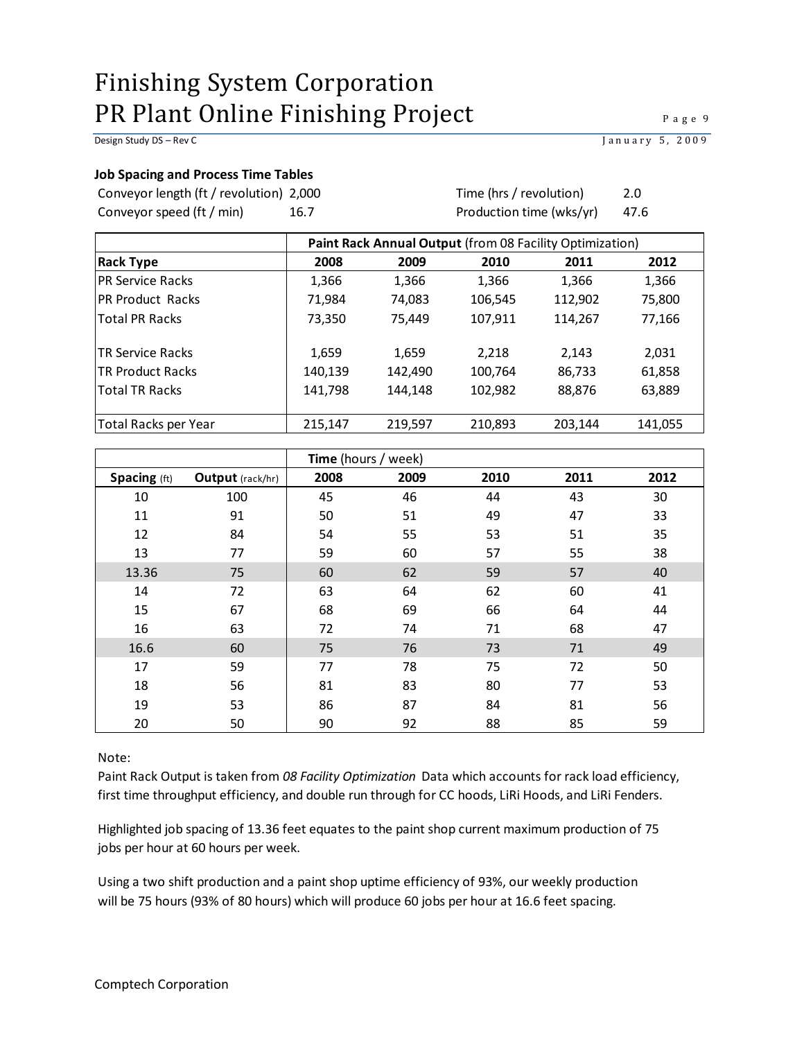### Job Spacing and Process Time Tables

| | | | |
|---|---|---|---|
| Conveyor length (ft / revolution) | 2,000 | Time (hrs / revolution) | 2.0 |
| Conveyor speed (ft / min) | 16.7 | Production time (wks/yr) | 47.6 |

| | **Paint Rack Annual Output** (from 08 Facility Optimization) | | | | |
|---|---|---|---|---|---|
| **Rack Type** | **2008** | **2009** | **2010** | **2011** | **2012** |
| PR Service Racks | 1,366 | 1,366 | 1,366 | 1,366 | 1,366 |
| PR Product Racks | 71,984 | 74,083 | 106,545 | 112,902 | 75,800 |
| Total PR Racks | 73,350 | 75,449 | 107,911 | 114,267 | 77,166 |
| | | | | | |
| TR Service Racks | 1,659 | 1,659 | 2,218 | 2,143 | 2,031 |
| TR Product Racks | 140,139 | 142,490 | 100,764 | 86,733 | 61,858 |
| Total TR Racks | 141,798 | 144,148 | 102,982 | 88,876 | 63,889 |
| | | | | | |
| Total Racks per Year | 215,147 | 219,597 | 210,893 | 203,144 | 141,055 |

| | | **Time** (hours / week) | | | | |
|---|---|---|---|---|---|---|
| **Spacing** (ft) | **Output** (rack/hr) | **2008** | **2009** | **2010** | **2011** | **2012** |
| 10 | 100 | 45 | 46 | 44 | 43 | 30 |
| 11 | 91 | 50 | 51 | 49 | 47 | 33 |
| 12 | 84 | 54 | 55 | 53 | 51 | 35 |
| 13 | 77 | 59 | 60 | 57 | 55 | 38 |
| 13.36 | 75 | 60 | 62 | 59 | 57 | 40 |
| 14 | 72 | 63 | 64 | 62 | 60 | 41 |
| 15 | 67 | 68 | 69 | 66 | 64 | 44 |
| 16 | 63 | 72 | 74 | 71 | 68 | 47 |
| 16.6 | 60 | 75 | 76 | 73 | 71 | 49 |
| 17 | 59 | 77 | 78 | 75 | 72 | 50 |
| 18 | 56 | 81 | 83 | 80 | 77 | 53 |
| 19 | 53 | 86 | 87 | 84 | 81 | 56 |
| 20 | 50 | 90 | 92 | 88 | 85 | 59 |

Note:

Paint Rack Output is taken from *08 Facility Optimization* Data which accounts for rack load efficiency, first time throughput efficiency, and double run through for CC hoods, LiRi Hoods, and LiRi Fenders.

Highlighted job spacing of 13.36 feet equates to the paint shop current maximum production of 75 jobs per hour at 60 hours per week.

Using a two shift production and a paint shop uptime efficiency of 93%, our weekly production will be 75 hours (93% of 80 hours) which will produce 60 jobs per hour at 16.6 feet spacing.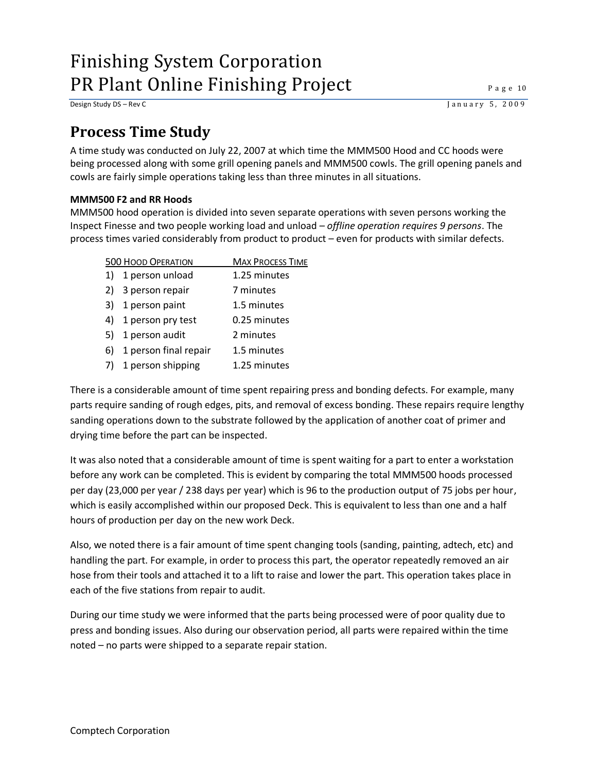## Process Time Study

A time study was conducted on July 22, 2007 at which time the MMM500 Hood and CC hoods were being processed along with some grill opening panels and MMM500 cowls. The grill opening panels and cowls are fairly simple operations taking less than three minutes in all situations.

**MMM500 F2 and RR Hoods**

MMM500 hood operation is divided into seven separate operations with seven persons working the Inspect Finesse and two people working load and unload – *offline operation requires 9 persons*. The process times varied considerably from product to product – even for products with similar defects.

| 500 Hood Operation | Max Process Time |
| --- | --- |
| 1) 1 person unload | 1.25 minutes |
| 2) 3 person repair | 7 minutes |
| 3) 1 person paint | 1.5 minutes |
| 4) 1 person pry test | 0.25 minutes |
| 5) 1 person audit | 2 minutes |
| 6) 1 person final repair | 1.5 minutes |
| 7) 1 person shipping | 1.25 minutes |

There is a considerable amount of time spent repairing press and bonding defects. For example, many parts require sanding of rough edges, pits, and removal of excess bonding. These repairs require lengthy sanding operations down to the substrate followed by the application of another coat of primer and drying time before the part can be inspected.

It was also noted that a considerable amount of time is spent waiting for a part to enter a workstation before any work can be completed. This is evident by comparing the total MMM500 hoods processed per day (23,000 per year / 238 days per year) which is 96 to the production output of 75 jobs per hour, which is easily accomplished within our proposed Deck. This is equivalent to less than one and a half hours of production per day on the new work Deck.

Also, we noted there is a fair amount of time spent changing tools (sanding, painting, adtech, etc) and handling the part. For example, in order to process this part, the operator repeatedly removed an air hose from their tools and attached it to a lift to raise and lower the part. This operation takes place in each of the five stations from repair to audit.

During our time study we were informed that the parts being processed were of poor quality due to press and bonding issues. Also during our observation period, all parts were repaired within the time noted – no parts were shipped to a separate repair station.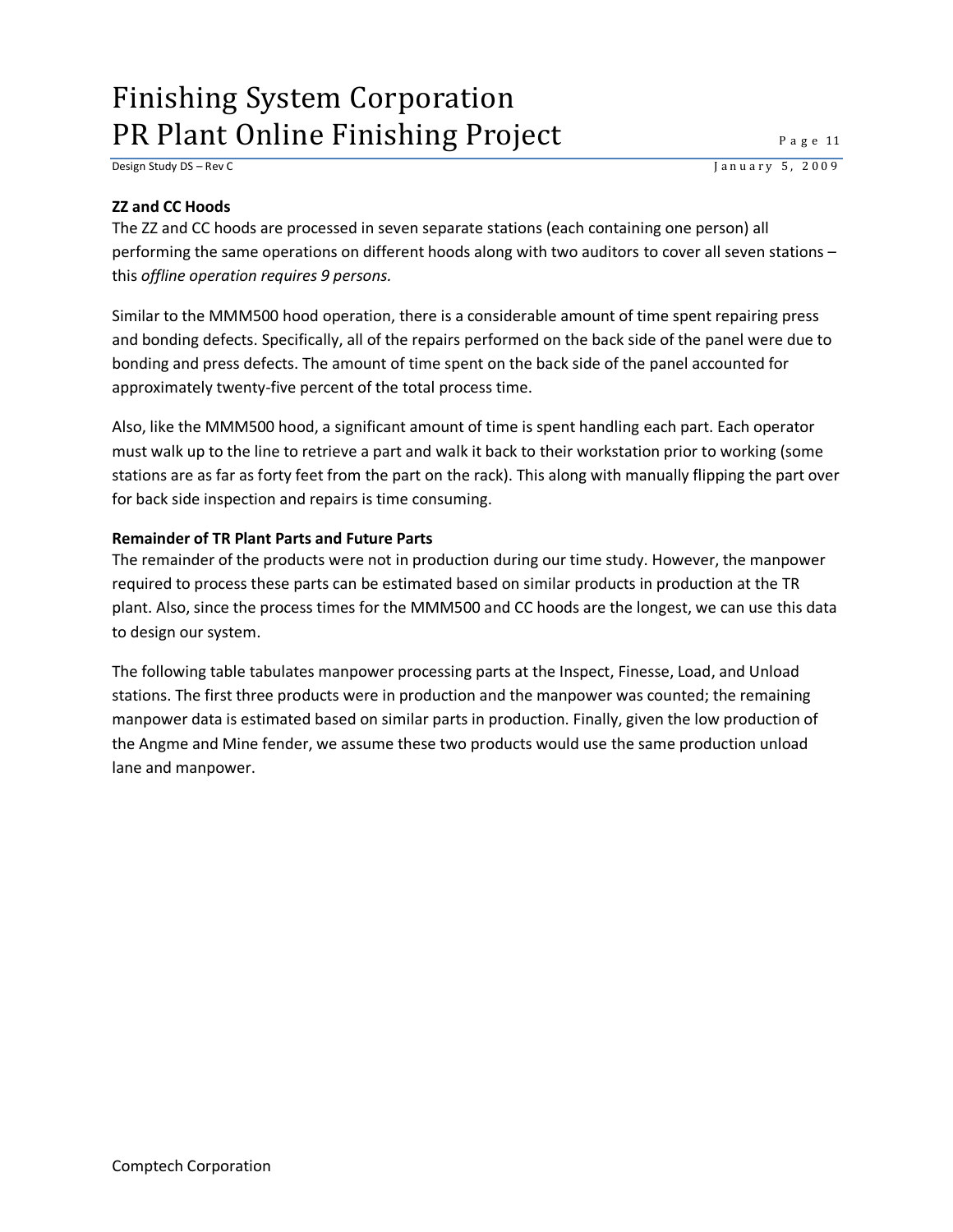**ZZ and CC Hoods**

The ZZ and CC hoods are processed in seven separate stations (each containing one person) all performing the same operations on different hoods along with two auditors to cover all seven stations – this *offline operation requires 9 persons.*

Similar to the MMM500 hood operation, there is a considerable amount of time spent repairing press and bonding defects. Specifically, all of the repairs performed on the back side of the panel were due to bonding and press defects. The amount of time spent on the back side of the panel accounted for approximately twenty-five percent of the total process time.

Also, like the MMM500 hood, a significant amount of time is spent handling each part. Each operator must walk up to the line to retrieve a part and walk it back to their workstation prior to working (some stations are as far as forty feet from the part on the rack). This along with manually flipping the part over for back side inspection and repairs is time consuming.

**Remainder of TR Plant Parts and Future Parts**

The remainder of the products were not in production during our time study. However, the manpower required to process these parts can be estimated based on similar products in production at the TR plant. Also, since the process times for the MMM500 and CC hoods are the longest, we can use this data to design our system.

The following table tabulates manpower processing parts at the Inspect, Finesse, Load, and Unload stations. The first three products were in production and the manpower was counted; the remaining manpower data is estimated based on similar parts in production. Finally, given the low production of the Angme and Mine fender, we assume these two products would use the same production unload lane and manpower.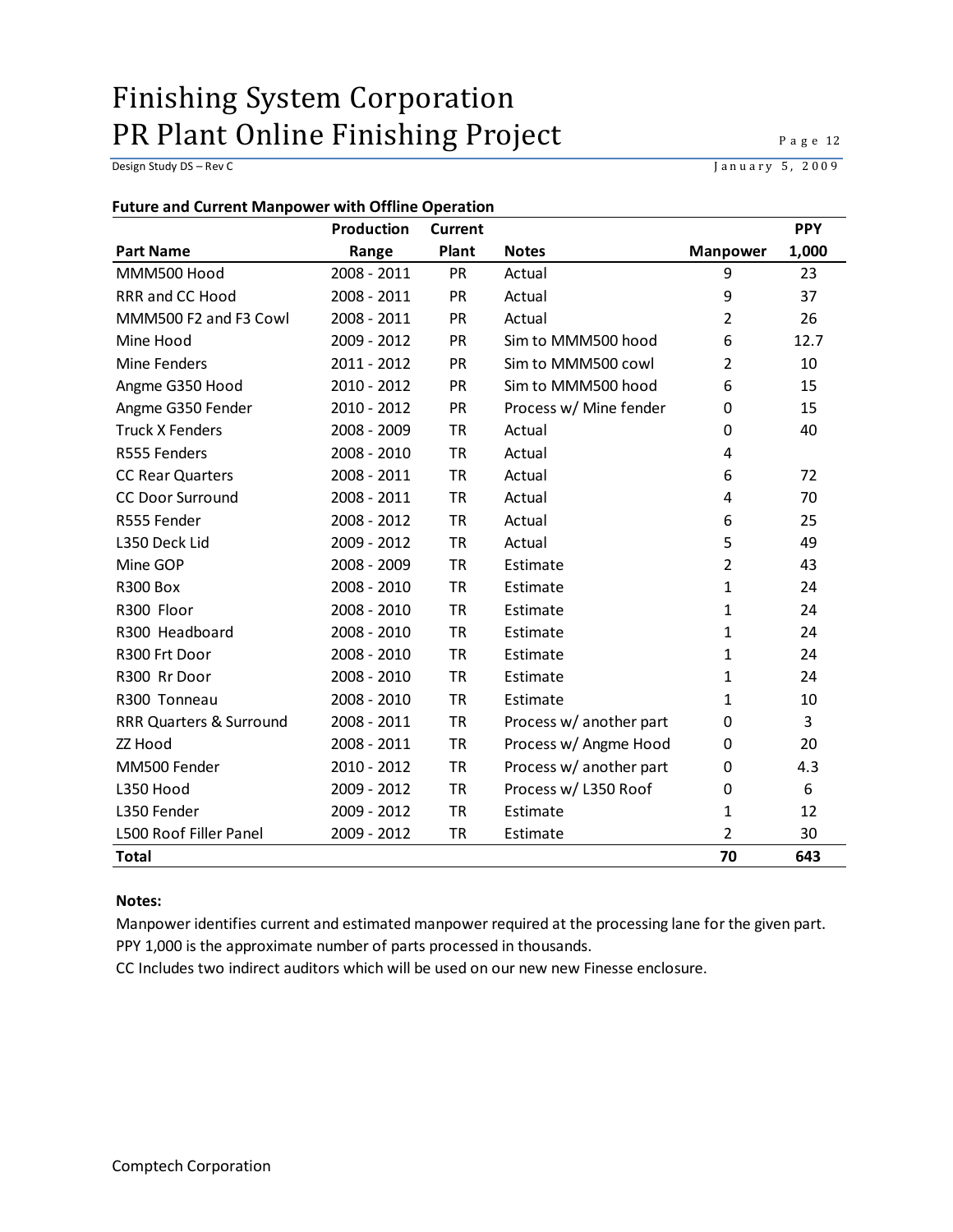**Future and Current Manpower with Offline Operation**

| Part Name | Production Range | Current Plant | Notes | Manpower | PPY 1,000 |
|---|---|---|---|---|---|
| MMM500 Hood | 2008 - 2011 | PR | Actual | 9 | 23 |
| RRR and CC Hood | 2008 - 2011 | PR | Actual | 9 | 37 |
| MMM500 F2 and F3 Cowl | 2008 - 2011 | PR | Actual | 2 | 26 |
| Mine Hood | 2009 - 2012 | PR | Sim to MMM500 hood | 6 | 12.7 |
| Mine Fenders | 2011 - 2012 | PR | Sim to MMM500 cowl | 2 | 10 |
| Angme G350 Hood | 2010 - 2012 | PR | Sim to MMM500 hood | 6 | 15 |
| Angme G350 Fender | 2010 - 2012 | PR | Process w/ Mine fender | 0 | 15 |
| Truck X Fenders | 2008 - 2009 | TR | Actual | 0 | 40 |
| R555 Fenders | 2008 - 2010 | TR | Actual | 4 | |
| CC Rear Quarters | 2008 - 2011 | TR | Actual | 6 | 72 |
| CC Door Surround | 2008 - 2011 | TR | Actual | 4 | 70 |
| R555 Fender | 2008 - 2012 | TR | Actual | 6 | 25 |
| L350 Deck Lid | 2009 - 2012 | TR | Actual | 5 | 49 |
| Mine GOP | 2008 - 2009 | TR | Estimate | 2 | 43 |
| R300 Box | 2008 - 2010 | TR | Estimate | 1 | 24 |
| R300 Floor | 2008 - 2010 | TR | Estimate | 1 | 24 |
| R300 Headboard | 2008 - 2010 | TR | Estimate | 1 | 24 |
| R300 Frt Door | 2008 - 2010 | TR | Estimate | 1 | 24 |
| R300 Rr Door | 2008 - 2010 | TR | Estimate | 1 | 24 |
| R300 Tonneau | 2008 - 2010 | TR | Estimate | 1 | 10 |
| RRR Quarters & Surround | 2008 - 2011 | TR | Process w/ another part | 0 | 3 |
| ZZ Hood | 2008 - 2011 | TR | Process w/ Angme Hood | 0 | 20 |
| MM500 Fender | 2010 - 2012 | TR | Process w/ another part | 0 | 4.3 |
| L350 Hood | 2009 - 2012 | TR | Process w/ L350 Roof | 0 | 6 |
| L350 Fender | 2009 - 2012 | TR | Estimate | 1 | 12 |
| L500 Roof Filler Panel | 2009 - 2012 | TR | Estimate | 2 | 30 |
| **Total** | | | | **70** | **643** |

**Notes:**

Manpower identifies current and estimated manpower required at the processing lane for the given part.

PPY 1,000 is the approximate number of parts processed in thousands.

CC Includes two indirect auditors which will be used on our new new Finesse enclosure.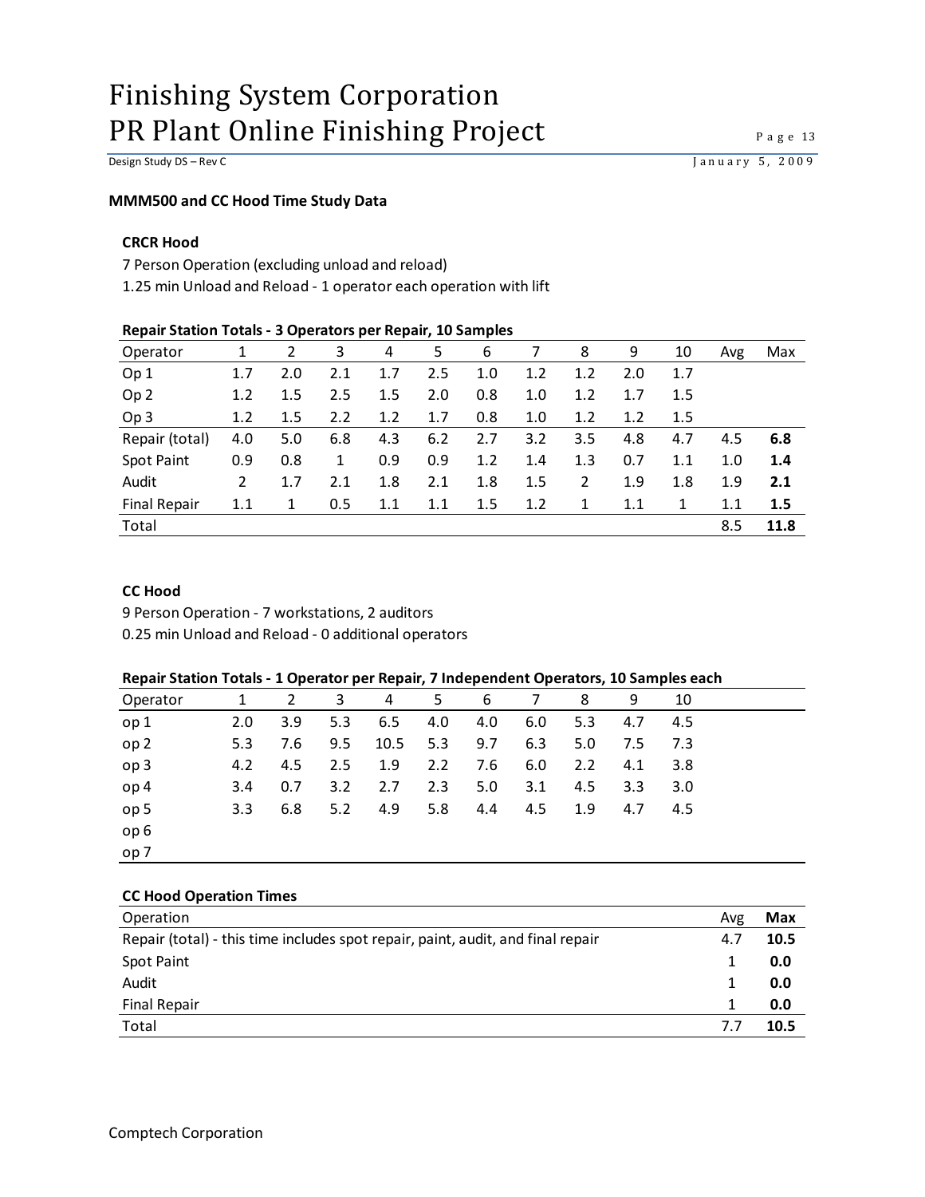### MMM500 and CC Hood Time Study Data

#### CRCR Hood

7 Person Operation (excluding unload and reload)

1.25 min Unload and Reload - 1 operator each operation with lift

**Repair Station Totals - 3 Operators per Repair, 10 Samples**

| Operator | 1 | 2 | 3 | 4 | 5 | 6 | 7 | 8 | 9 | 10 | Avg | Max |
|---|---|---|---|---|---|---|---|---|---|---|---|---|
| Op 1 | 1.7 | 2.0 | 2.1 | 1.7 | 2.5 | 1.0 | 1.2 | 1.2 | 2.0 | 1.7 | | |
| Op 2 | 1.2 | 1.5 | 2.5 | 1.5 | 2.0 | 0.8 | 1.0 | 1.2 | 1.7 | 1.5 | | |
| Op 3 | 1.2 | 1.5 | 2.2 | 1.2 | 1.7 | 0.8 | 1.0 | 1.2 | 1.2 | 1.5 | | |
| Repair (total) | 4.0 | 5.0 | 6.8 | 4.3 | 6.2 | 2.7 | 3.2 | 3.5 | 4.8 | 4.7 | 4.5 | **6.8** |
| Spot Paint | 0.9 | 0.8 | 1 | 0.9 | 0.9 | 1.2 | 1.4 | 1.3 | 0.7 | 1.1 | 1.0 | **1.4** |
| Audit | 2 | 1.7 | 2.1 | 1.8 | 2.1 | 1.8 | 1.5 | 2 | 1.9 | 1.8 | 1.9 | **2.1** |
| Final Repair | 1.1 | 1 | 0.5 | 1.1 | 1.1 | 1.5 | 1.2 | 1 | 1.1 | 1 | 1.1 | **1.5** |
| Total | | | | | | | | | | | 8.5 | **11.8** |

#### CC Hood

9 Person Operation - 7 workstations, 2 auditors

0.25 min Unload and Reload - 0 additional operators

**Repair Station Totals - 1 Operator per Repair, 7 Independent Operators, 10 Samples each**

| Operator | 1 | 2 | 3 | 4 | 5 | 6 | 7 | 8 | 9 | 10 |
|---|---|---|---|---|---|---|---|---|---|---|
| op 1 | 2.0 | 3.9 | 5.3 | 6.5 | 4.0 | 4.0 | 6.0 | 5.3 | 4.7 | 4.5 |
| op 2 | 5.3 | 7.6 | 9.5 | 10.5 | 5.3 | 9.7 | 6.3 | 5.0 | 7.5 | 7.3 |
| op 3 | 4.2 | 4.5 | 2.5 | 1.9 | 2.2 | 7.6 | 6.0 | 2.2 | 4.1 | 3.8 |
| op 4 | 3.4 | 0.7 | 3.2 | 2.7 | 2.3 | 5.0 | 3.1 | 4.5 | 3.3 | 3.0 |
| op 5 | 3.3 | 6.8 | 5.2 | 4.9 | 5.8 | 4.4 | 4.5 | 1.9 | 4.7 | 4.5 |
| op 6 | | | | | | | | | | |
| op 7 | | | | | | | | | | |

**CC Hood Operation Times**

| Operation | Avg | Max |
|---|---|---|
| Repair (total) - this time includes spot repair, paint, audit, and final repair | 4.7 | **10.5** |
| Spot Paint | 1 | **0.0** |
| Audit | 1 | **0.0** |
| Final Repair | 1 | **0.0** |
| Total | 7.7 | **10.5** |

Comptech Corporation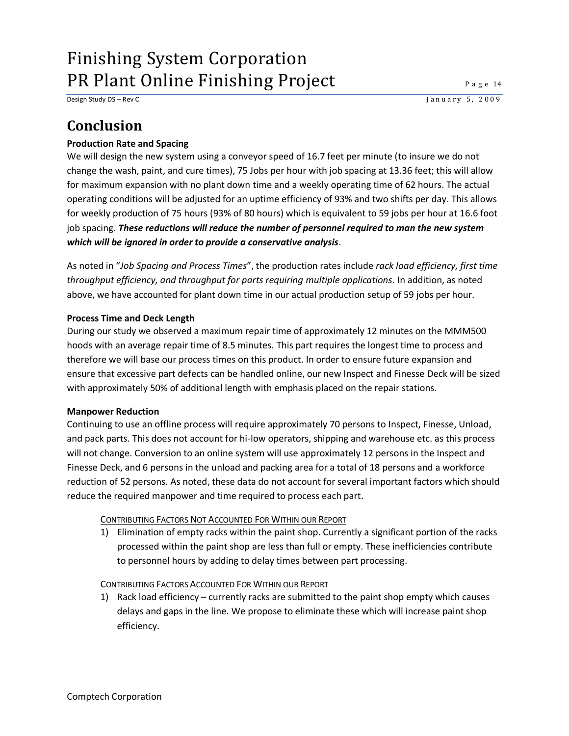# Conclusion

**Production Rate and Spacing**

We will design the new system using a conveyor speed of 16.7 feet per minute (to insure we do not change the wash, paint, and cure times), 75 Jobs per hour with job spacing at 13.36 feet; this will allow for maximum expansion with no plant down time and a weekly operating time of 62 hours. The actual operating conditions will be adjusted for an uptime efficiency of 93% and two shifts per day. This allows for weekly production of 75 hours (93% of 80 hours) which is equivalent to 59 jobs per hour at 16.6 foot job spacing. ***These reductions will reduce the number of personnel required to man the new system which will be ignored in order to provide a conservative analysis***.

As noted in "*Job Spacing and Process Times*", the production rates include *rack load efficiency, first time throughput efficiency, and throughput for parts requiring multiple applications*. In addition, as noted above, we have accounted for plant down time in our actual production setup of 59 jobs per hour.

**Process Time and Deck Length**

During our study we observed a maximum repair time of approximately 12 minutes on the MMM500 hoods with an average repair time of 8.5 minutes. This part requires the longest time to process and therefore we will base our process times on this product. In order to ensure future expansion and ensure that excessive part defects can be handled online, our new Inspect and Finesse Deck will be sized with approximately 50% of additional length with emphasis placed on the repair stations.

**Manpower Reduction**

Continuing to use an offline process will require approximately 70 persons to Inspect, Finesse, Unload, and pack parts. This does not account for hi-low operators, shipping and warehouse etc. as this process will not change. Conversion to an online system will use approximately 12 persons in the Inspect and Finesse Deck, and 6 persons in the unload and packing area for a total of 18 persons and a workforce reduction of 52 persons. As noted, these data do not account for several important factors which should reduce the required manpower and time required to process each part.

CONTRIBUTING FACTORS NOT ACCOUNTED FOR WITHIN OUR REPORT

1) Elimination of empty racks within the paint shop. Currently a significant portion of the racks processed within the paint shop are less than full or empty. These inefficiencies contribute to personnel hours by adding to delay times between part processing.

CONTRIBUTING FACTORS ACCOUNTED FOR WITHIN OUR REPORT

1) Rack load efficiency – currently racks are submitted to the paint shop empty which causes delays and gaps in the line. We propose to eliminate these which will increase paint shop efficiency.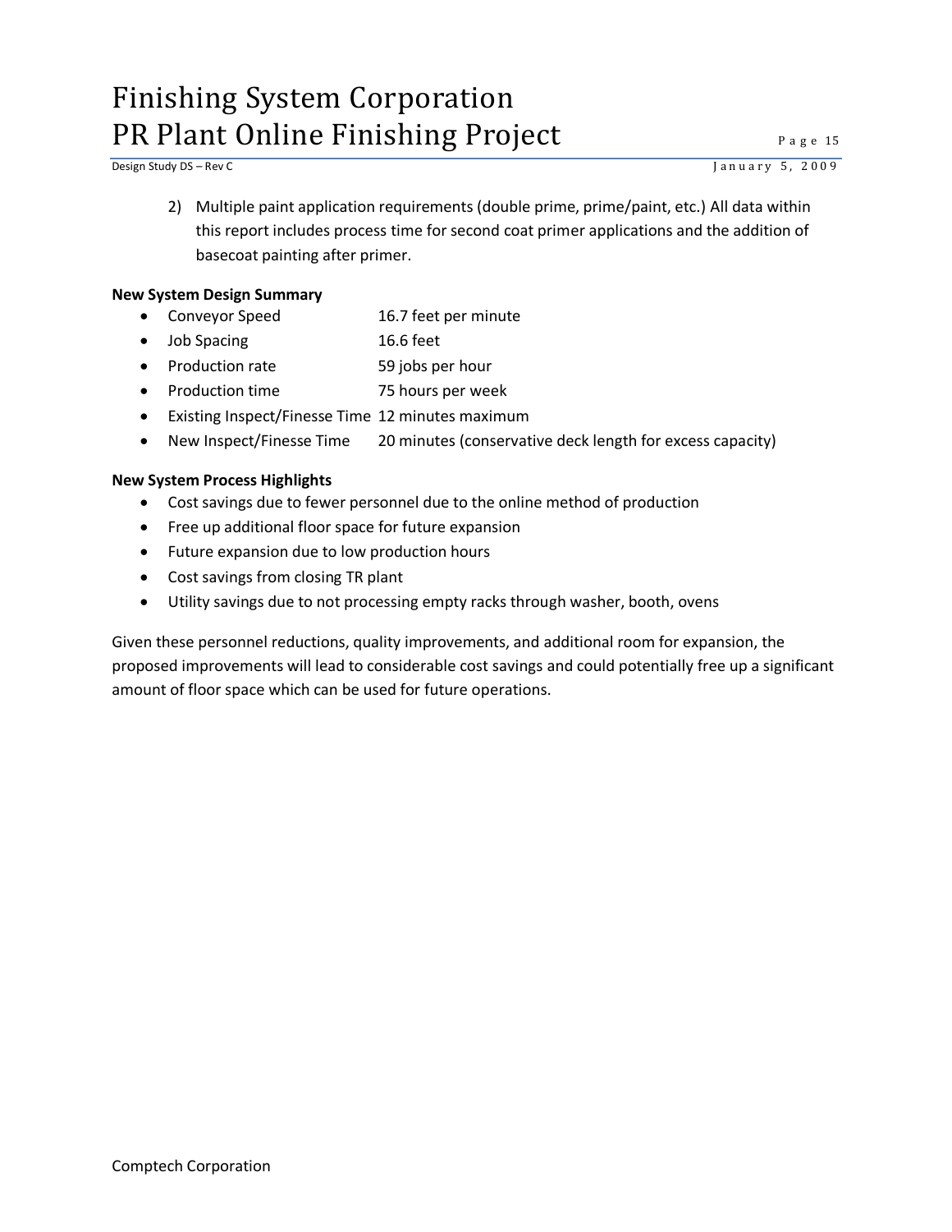2) Multiple paint application requirements (double prime, prime/paint, etc.) All data within this report includes process time for second coat primer applications and the addition of basecoat painting after primer.

**New System Design Summary**

- Conveyor Speed 16.7 feet per minute
- Job Spacing 16.6 feet
- Production rate 59 jobs per hour
- Production time 75 hours per week
- Existing Inspect/Finesse Time 12 minutes maximum
- New Inspect/Finesse Time 20 minutes (conservative deck length for excess capacity)

**New System Process Highlights**

- Cost savings due to fewer personnel due to the online method of production
- Free up additional floor space for future expansion
- Future expansion due to low production hours
- Cost savings from closing TR plant
- Utility savings due to not processing empty racks through washer, booth, ovens

Given these personnel reductions, quality improvements, and additional room for expansion, the proposed improvements will lead to considerable cost savings and could potentially free up a significant amount of floor space which can be used for future operations.